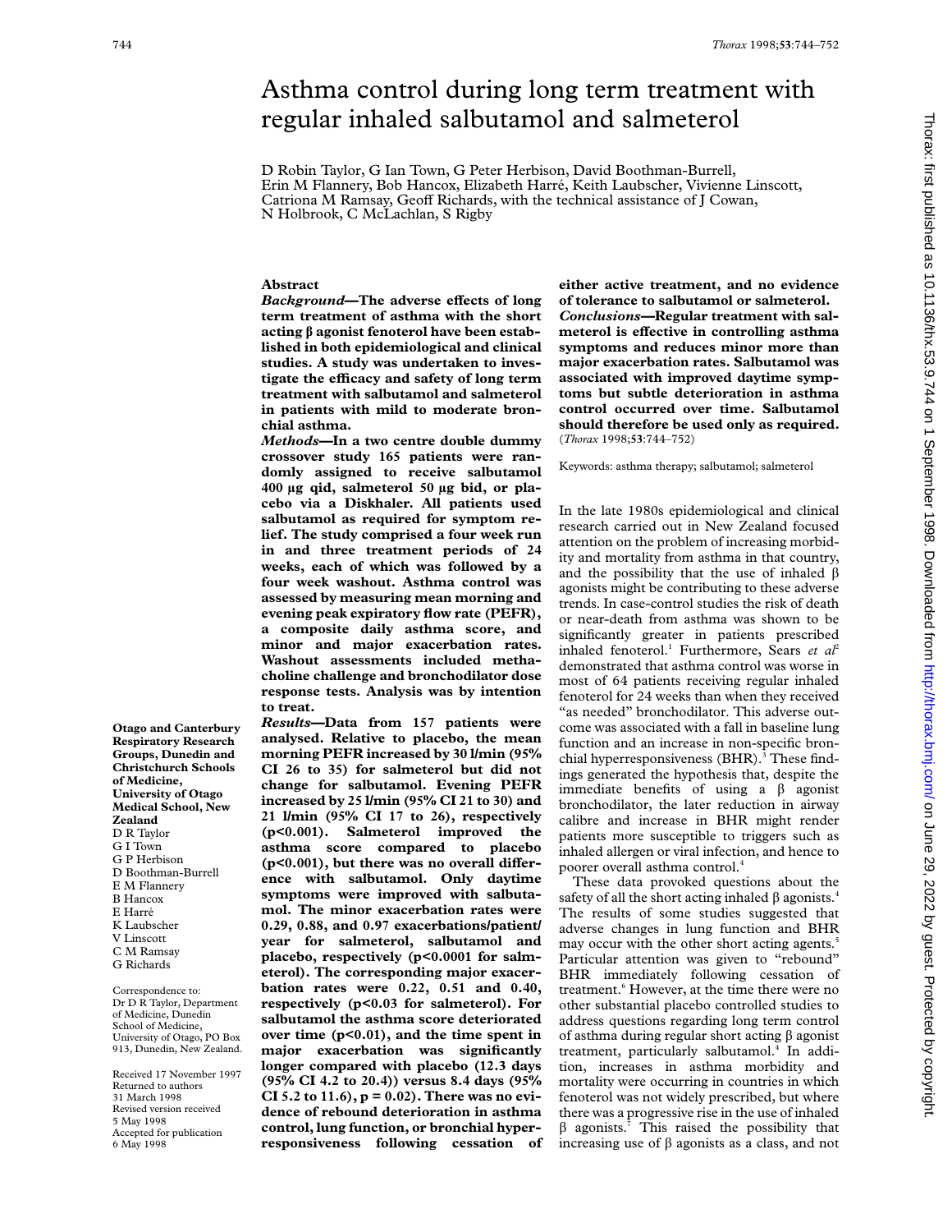# Asthma control during long term treatment with regular inhaled salbutamol and salmeterol

D Robin Taylor, G Ian Town, G Peter Herbison, David Boothman-Burrell, Erin M Flannery, Bob Hancox, Elizabeth Harré, Keith Laubscher, Vivienne Linscott, Catriona M Ramsay, Geoff Richards, with the technical assistance of J Cowan, N Holbrook, C McLachlan, S Rigby

**Otago and Canterbury Respiratory Research Groups, Dunedin and Christchurch Schools of Medicine, University of Otago Medical School, New Zealand**
D R Taylor
G I Town
G P Herbison
D Boothman-Burrell
E M Flannery
B Hancox
E Harré
K Laubscher
V Linscott
C M Ramsay
G Richards

Correspondence to: Dr D R Taylor, Department of Medicine, Dunedin School of Medicine, University of Otago, PO Box 913, Dunedin, New Zealand.

Received 17 November 1997
Returned to authors 31 March 1998
Revised version received 5 May 1998
Accepted for publication 6 May 1998

## Abstract

***Background*—The adverse effects of long term treatment of asthma with the short acting β agonist fenoterol have been established in both epidemiological and clinical studies. A study was undertaken to investigate the efficacy and safety of long term treatment with salbutamol and salmeterol in patients with mild to moderate bronchial asthma.**

***Methods*—In a two centre double dummy crossover study 165 patients were randomly assigned to receive salbutamol 400 µg qid, salmeterol 50 µg bid, or placebo via a Diskhaler. All patients used salbutamol as required for symptom relief. The study comprised a four week run in and three treatment periods of 24 weeks, each of which was followed by a four week washout. Asthma control was assessed by measuring mean morning and evening peak expiratory flow rate (PEFR), a composite daily asthma score, and minor and major exacerbation rates. Washout assessments included methacholine challenge and bronchodilator dose response tests. Analysis was by intention to treat.**

***Results*—Data from 157 patients were analysed. Relative to placebo, the mean morning PEFR increased by 30 l/min (95% CI 26 to 35) for salmeterol but did not change for salbutamol. Evening PEFR increased by 25 l/min (95% CI 21 to 30) and 21 l/min (95% CI 17 to 26), respectively ($p<0.001$). Salmeterol improved the asthma score compared to placebo ($p<0.001$), but there was no overall difference with salbutamol. Only daytime symptoms were improved with salbutamol. The minor exacerbation rates were 0.29, 0.88, and 0.97 exacerbations/patient/year for salmeterol, salbutamol and placebo, respectively ($p<0.0001$ for salmeterol). The corresponding major exacerbation rates were 0.22, 0.51 and 0.40, respectively ($p<0.03$ for salmeterol). For salbutamol the asthma score deteriorated over time ($p<0.01$), and the time spent in major exacerbation was significantly longer compared with placebo (12.3 days (95% CI 4.2 to 20.4)) versus 8.4 days (95% CI 5.2 to 11.6), $p = 0.02$). There was no evidence of rebound deterioration in asthma control, lung function, or bronchial hyperresponsiveness following cessation of either active treatment, and no evidence of tolerance to salbutamol or salmeterol.**

***Conclusions*—Regular treatment with salmeterol is effective in controlling asthma symptoms and reduces minor more than major exacerbation rates. Salbutamol was associated with improved daytime symptoms but subtle deterioration in asthma control occurred over time. Salbutamol should therefore be used only as required.**
(*Thorax* 1998;**53**:744–752)

Keywords: asthma therapy; salbutamol; salmeterol

In the late 1980s epidemiological and clinical research carried out in New Zealand focused attention on the problem of increasing morbidity and mortality from asthma in that country, and the possibility that the use of inhaled β agonists might be contributing to these adverse trends. In case-control studies the risk of death or near-death from asthma was shown to be significantly greater in patients prescribed inhaled fenoterol.[1] Furthermore, Sears *et al*[2] demonstrated that asthma control was worse in most of 64 patients receiving regular inhaled fenoterol for 24 weeks than when they received "as needed" bronchodilator. This adverse outcome was associated with a fall in baseline lung function and an increase in non-specific bronchial hyperresponsiveness (BHR).[3] These findings generated the hypothesis that, despite the immediate benefits of using a β agonist bronchodilator, the later reduction in airway calibre and increase in BHR might render patients more susceptible to triggers such as inhaled allergen or viral infection, and hence to poorer overall asthma control.[4]

These data provoked questions about the safety of all the short acting inhaled β agonists.[4] The results of some studies suggested that adverse changes in lung function and BHR may occur with the other short acting agents.[5] Particular attention was given to "rebound" BHR immediately following cessation of treatment.[6] However, at the time there were no other substantial placebo controlled studies to address questions regarding long term control of asthma during regular short acting β agonist treatment, particularly salbutamol.[4] In addition, increases in asthma morbidity and mortality were occurring in countries in which fenoterol was not widely prescribed, but where there was a progressive rise in the use of inhaled β agonists.[7] This raised the possibility that increasing use of β agonists as a class, and not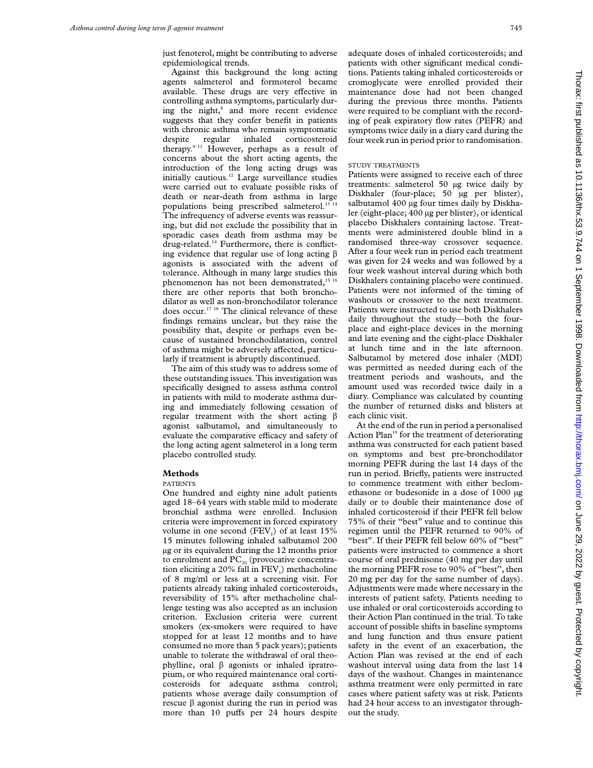just fenoterol, might be contributing to adverse epidemiological trends.

Against this background the long acting agents salmeterol and formoterol became available. These drugs are very effective in controlling asthma symptoms, particularly during the night,[8] and more recent evidence suggests that they confer benefit in patients with chronic asthma who remain symptomatic despite regular inhaled corticosteroid therapy.[9–11] However, perhaps as a result of concerns about the short acting agents, the introduction of the long acting drugs was initially cautious.[12] Large surveillance studies were carried out to evaluate possible risks of death or near-death from asthma in large populations being prescribed salmeterol.[13 14] The infrequency of adverse events was reassuring, but did not exclude the possibility that in sporadic cases death from asthma may be drug-related.[14] Furthermore, there is conflicting evidence that regular use of long acting β agonists is associated with the advent of tolerance. Although in many large studies this phenomenon has not been demonstrated,[15 16] there are other reports that both bronchodilator as well as non-bronchodilator tolerance does occur.[17 18] The clinical relevance of these findings remains unclear, but they raise the possibility that, despite or perhaps even because of sustained bronchodilatation, control of asthma might be adversely affected, particularly if treatment is abruptly discontinued.

The aim of this study was to address some of these outstanding issues. This investigation was specifically designed to assess asthma control in patients with mild to moderate asthma during and immediately following cessation of regular treatment with the short acting β agonist salbutamol, and simultaneously to evaluate the comparative efficacy and safety of the long acting agent salmeterol in a long term placebo controlled study.

## Methods

### PATIENTS

One hundred and eighty nine adult patients aged 18–64 years with stable mild to moderate bronchial asthma were enrolled. Inclusion criteria were improvement in forced expiratory volume in one second ($FEV_1$) of at least 15% 15 minutes following inhaled salbutamol 200 μg or its equivalent during the 12 months prior to enrolment and $PC_{20}$ (provocative concentration eliciting a 20% fall in $FEV_1$) methacholine of 8 mg/ml or less at a screening visit. For patients already taking inhaled corticosteroids, reversibility of 15% after methacholine challenge testing was also accepted as an inclusion criterion. Exclusion criteria were current smokers (ex-smokers were required to have stopped for at least 12 months and to have consumed no more than 5 pack years); patients unable to tolerate the withdrawal of oral theophylline, oral β agonists or inhaled ipratropium, or who required maintenance oral corticosteroids for adequate asthma control; patients whose average daily consumption of rescue β agonist during the run in period was more than 10 puffs per 24 hours despite adequate doses of inhaled corticosteroids; and patients with other significant medical conditions. Patients taking inhaled corticosteroids or cromoglycate were enrolled provided their maintenance dose had not been changed during the previous three months. Patients were required to be compliant with the recording of peak expiratory flow rates (PEFR) and symptoms twice daily in a diary card during the four week run in period prior to randomisation.

### STUDY TREATMENTS

Patients were assigned to receive each of three treatments: salmeterol 50 μg twice daily by Diskhaler (four-place; 50 μg per blister), salbutamol 400 μg four times daily by Diskhaler (eight-place; 400 μg per blister), or identical placebo Diskhalers containing lactose. Treatments were administered double blind in a randomised three-way crossover sequence. After a four week run in period each treatment was given for 24 weeks and was followed by a four week washout interval during which both Diskhalers containing placebo were continued. Patients were not informed of the timing of washouts or crossover to the next treatment. Patients were instructed to use both Diskhalers daily throughout the study—both the four-place and eight-place devices in the morning and late evening and the eight-place Diskhaler at lunch time and in the late afternoon. Salbutamol by metered dose inhaler (MDI) was permitted as needed during each of the treatment periods and washouts, and the amount used was recorded twice daily in a diary. Compliance was calculated by counting the number of returned disks and blisters at each clinic visit.

At the end of the run in period a personalised Action Plan[19] for the treatment of deteriorating asthma was constructed for each patient based on symptoms and best pre-bronchodilator morning PEFR during the last 14 days of the run in period. Briefly, patients were instructed to commence treatment with either beclomethasone or budesonide in a dose of 1000 μg daily or to double their maintenance dose of inhaled corticosteroid if their PEFR fell below 75% of their "best" value and to continue this regimen until the PEFR returned to 90% of "best". If their PEFR fell below 60% of "best" patients were instructed to commence a short course of oral prednisone (40 mg per day until the morning PEFR rose to 90% of "best", then 20 mg per day for the same number of days). Adjustments were made where necessary in the interests of patient safety. Patients needing to use inhaled or oral corticosteroids according to their Action Plan continued in the trial. To take account of possible shifts in baseline symptoms and lung function and thus ensure patient safety in the event of an exacerbation, the Action Plan was revised at the end of each washout interval using data from the last 14 days of the washout. Changes in maintenance asthma treatment were only permitted in rare cases where patient safety was at risk. Patients had 24 hour access to an investigator throughout the study.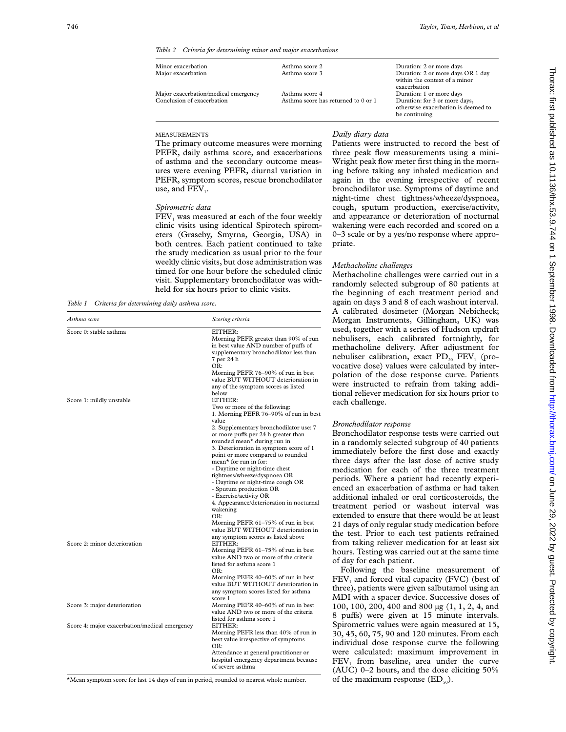*Table 2 Criteria for determining minor and major exacerbations*

| | | |
|---|---|---|
| Minor exacerbation | Asthma score 2 | Duration: 2 or more days |
| Major exacerbation | Asthma score 3 | Duration: 2 or more days OR 1 day within the context of a minor exacerbation |
| Major exacerbation/medical emergency | Asthma score 4 | Duration: 1 or more days |
| Conclusion of exacerbation | Asthma score has returned to 0 or 1 | Duration: for 3 or more days, otherwise exacerbation is deemed to be continuing |

### MEASUREMENTS

The primary outcome measures were morning PEFR, daily asthma score, and exacerbations of asthma and the secondary outcome measures were evening PEFR, diurnal variation in PEFR, symptom scores, rescue bronchodilator use, and $FEV_1$.

#### *Spirometric data*

$FEV_1$ was measured at each of the four weekly clinic visits using identical Spirotech spirometers (Graseby, Smyrna, Georgia, USA) in both centres. Each patient continued to take the study medication as usual prior to the four weekly clinic visits, but dose administration was timed for one hour before the scheduled clinic visit. Supplementary bronchodilator was withheld for six hours prior to clinic visits.

*Table 1 Criteria for determining daily asthma score.*

| *Asthma score* | *Scoring criteria* |
|---|---|
| Score 0: stable asthma | EITHER: Morning PEFR greater than 90% of run in best value AND number of puffs of supplementary bronchodilator less than 7 per 24 h OR: Morning PEFR 76–90% of run in best value BUT WITHOUT deterioration in any of the symptom scores as listed below |
| Score 1: mildly unstable | EITHER: Two or more of the following: 1. Morning PEFR 76–90% of run in best value 2. Supplementary bronchodilator use: 7 or more puffs per 24 h greater than rounded mean* during run in 3. Deterioration in symptom score of 1 point or more compared to rounded mean* for run in for: - Daytime or night-time chest tightness/wheeze/dyspnoea OR - Daytime or night-time cough OR - Sputum production OR - Exercise/activity OR 4. Appearance/deterioration in nocturnal wakening OR: Morning PEFR 61–75% of run in best value BUT WITHOUT deterioration in any symptom scores as listed above |
| Score 2: minor deterioration | EITHER: Morning PEFR 61–75% of run in best value AND two or more of the criteria listed for asthma score 1 OR: Morning PEFR 40–60% of run in best value BUT WITHOUT deterioration in any symptom scores listed for asthma score 1 |
| Score 3: major deterioration | Morning PEFR 40–60% of run in best value AND two or more of the criteria listed for asthma score 1 |
| Score 4: major exacerbation/medical emergency | EITHER: Morning PEFR less than 40% of run in best value irrespective of symptoms OR: Attendance at general practitioner or hospital emergency department because of severe asthma |

*Mean symptom score for last 14 days of run in period, rounded to nearest whole number.

#### *Daily diary data*

Patients were instructed to record the best of three peak flow measurements using a mini-Wright peak flow meter first thing in the morning before taking any inhaled medication and again in the evening irrespective of recent bronchodilator use. Symptoms of daytime and night-time chest tightness/wheeze/dyspnoea, cough, sputum production, exercise/activity, and appearance or deterioration of nocturnal wakening were each recorded and scored on a 0–3 scale or by a yes/no response where appropriate.

#### *Methacholine challenges*

Methacholine challenges were carried out in a randomly selected subgroup of 80 patients at the beginning of each treatment period and again on days 3 and 8 of each washout interval. A calibrated dosimeter (Morgan Nebicheck; Morgan Instruments, Gillingham, UK) was used, together with a series of Hudson updraft nebulisers, each calibrated fortnightly, for methacholine delivery. After adjustment for nebuliser calibration, exact $PD_{20}$ $FEV_1$ (provocative dose) values were calculated by interpolation of the dose response curve. Patients were instructed to refrain from taking additional reliever medication for six hours prior to each challenge.

#### *Bronchodilator response*

Bronchodilator response tests were carried out in a randomly selected subgroup of 40 patients immediately before the first dose and exactly three days after the last dose of active study medication for each of the three treatment periods. Where a patient had recently experienced an exacerbation of asthma or had taken additional inhaled or oral corticosteroids, the treatment period or washout interval was extended to ensure that there would be at least 21 days of only regular study medication before the test. Prior to each test patients refrained from taking reliever medication for at least six hours. Testing was carried out at the same time of day for each patient.

Following the baseline measurement of $FEV_1$ and forced vital capacity (FVC) (best of three), patients were given salbutamol using an MDI with a spacer device. Successive doses of 100, 100, 200, 400 and 800 μg (1, 1, 2, 4, and 8 puffs) were given at 15 minute intervals. Spirometric values were again measured at 15, 30, 45, 60, 75, 90 and 120 minutes. From each individual dose response curve the following were calculated: maximum improvement in $FEV_1$ from baseline, area under the curve (AUC) 0–2 hours, and the dose eliciting 50% of the maximum response ($ED_{50}$).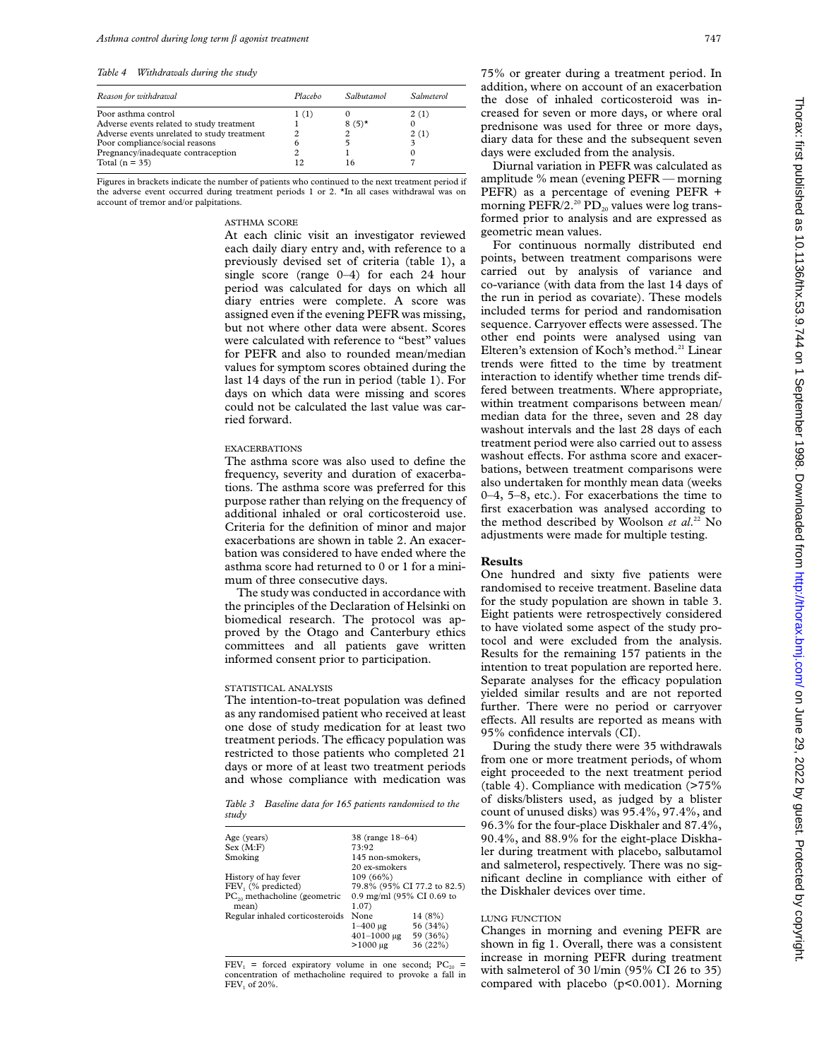*Table 4 Withdrawals during the study*

| Reason for withdrawal | Placebo | Salbutamol | Salmeterol |
|---|---|---|---|
| Poor asthma control | 1 (1) | 0 | 2 (1) |
| Adverse events related to study treatment | 1 | 8 (5)* | 0 |
| Adverse events unrelated to study treatment | 2 | 2 | 2 (1) |
| Poor compliance/social reasons | 6 | 5 | 3 |
| Pregnancy/inadequate contraception | 2 | 1 | 0 |
| Total (n = 35) | 12 | 16 | 7 |

Figures in brackets indicate the number of patients who continued to the next treatment period if the adverse event occurred during treatment periods 1 or 2. *In all cases withdrawal was on account of tremor and/or palpitations.

### ASTHMA SCORE

At each clinic visit an investigator reviewed each daily diary entry and, with reference to a previously devised set of criteria (table 1), a single score (range 0–4) for each 24 hour period was calculated for days on which all diary entries were complete. A score was assigned even if the evening PEFR was missing, but not where other data were absent. Scores were calculated with reference to "best" values for PEFR and also to rounded mean/median values for symptom scores obtained during the last 14 days of the run in period (table 1). For days on which data were missing and scores could not be calculated the last value was carried forward.

### EXACERBATIONS

The asthma score was also used to define the frequency, severity and duration of exacerbations. The asthma score was preferred for this purpose rather than relying on the frequency of additional inhaled or oral corticosteroid use. Criteria for the definition of minor and major exacerbations are shown in table 2. An exacerbation was considered to have ended where the asthma score had returned to 0 or 1 for a minimum of three consecutive days.

The study was conducted in accordance with the principles of the Declaration of Helsinki on biomedical research. The protocol was approved by the Otago and Canterbury ethics committees and all patients gave written informed consent prior to participation.

### STATISTICAL ANALYSIS

The intention-to-treat population was defined as any randomised patient who received at least one dose of study medication for at least two treatment periods. The efficacy population was restricted to those patients who completed 21 days or more of at least two treatment periods and whose compliance with medication was 75% or greater during a treatment period. In addition, where on account of an exacerbation the dose of inhaled corticosteroid was increased for seven or more days, or where oral prednisone was used for three or more days, diary data for these and the subsequent seven days were excluded from the analysis.

Diurnal variation in PEFR was calculated as amplitude % mean (evening PEFR — morning PEFR) as a percentage of evening PEFR + morning PEFR/2.[20] $PD_{20}$ values were log transformed prior to analysis and are expressed as geometric mean values.

For continuous normally distributed end points, between treatment comparisons were carried out by analysis of variance and co-variance (with data from the last 14 days of the run in period as covariate). These models included terms for period and randomisation sequence. Carryover effects were assessed. The other end points were analysed using van Elteren's extension of Koch's method.[21] Linear trends were fitted to the time by treatment interaction to identify whether time trends differed between treatments. Where appropriate, within treatment comparisons between mean/median data for the three, seven and 28 day washout intervals and the last 28 days of each treatment period were also carried out to assess washout effects. For asthma score and exacerbations, between treatment comparisons were also undertaken for monthly mean data (weeks 0–4, 5–8, etc.). For exacerbations the time to first exacerbation was analysed according to the method described by Woolson *et al.*[22] No adjustments were made for multiple testing.

*Table 3 Baseline data for 165 patients randomised to the study*

| | | |
|---|---|---|
| Age (years) | 38 (range 18–64) | |
| Sex (M:F) | 73:92 | |
| Smoking | 145 non-smokers, 20 ex-smokers | |
| History of hay fever | 109 (66%) | |
| $FEV_1$ (% predicted) | 79.8% (95% CI 77.2 to 82.5) | |
| $PC_{20}$ methacholine (geometric mean) | 0.9 mg/ml (95% CI 0.69 to 1.07) | |
| Regular inhaled corticosteroids | None | 14 (8%) |
| | 1–400 µg | 56 (34%) |
| | 401–1000 µg | 59 (36%) |
| | >1000 µg | 36 (22%) |

$FEV_1$ = forced expiratory volume in one second; $PC_{20}$ = concentration of methacholine required to provoke a fall in $FEV_1$ of 20%.

## Results

One hundred and sixty five patients were randomised to receive treatment. Baseline data for the study population are shown in table 3. Eight patients were retrospectively considered to have violated some aspect of the study protocol and were excluded from the analysis. Results for the remaining 157 patients in the intention to treat population are reported here. Separate analyses for the efficacy population yielded similar results and are not reported further. There were no period or carryover effects. All results are reported as means with 95% confidence intervals (CI).

During the study there were 35 withdrawals from one or more treatment periods, of whom eight proceeded to the next treatment period (table 4). Compliance with medication (>75% of disks/blisters used, as judged by a blister count of unused disks) was 95.4%, 97.4%, and 96.3% for the four-place Diskhaler and 87.4%, 90.4%, and 88.9% for the eight-place Diskhaler during treatment with placebo, salbutamol and salmeterol, respectively. There was no significant decline in compliance with either of the Diskhaler devices over time.

### LUNG FUNCTION

Changes in morning and evening PEFR are shown in fig 1. Overall, there was a consistent increase in morning PEFR during treatment with salmeterol of 30 l/min (95% CI 26 to 35) compared with placebo ($p<0.001$). Morning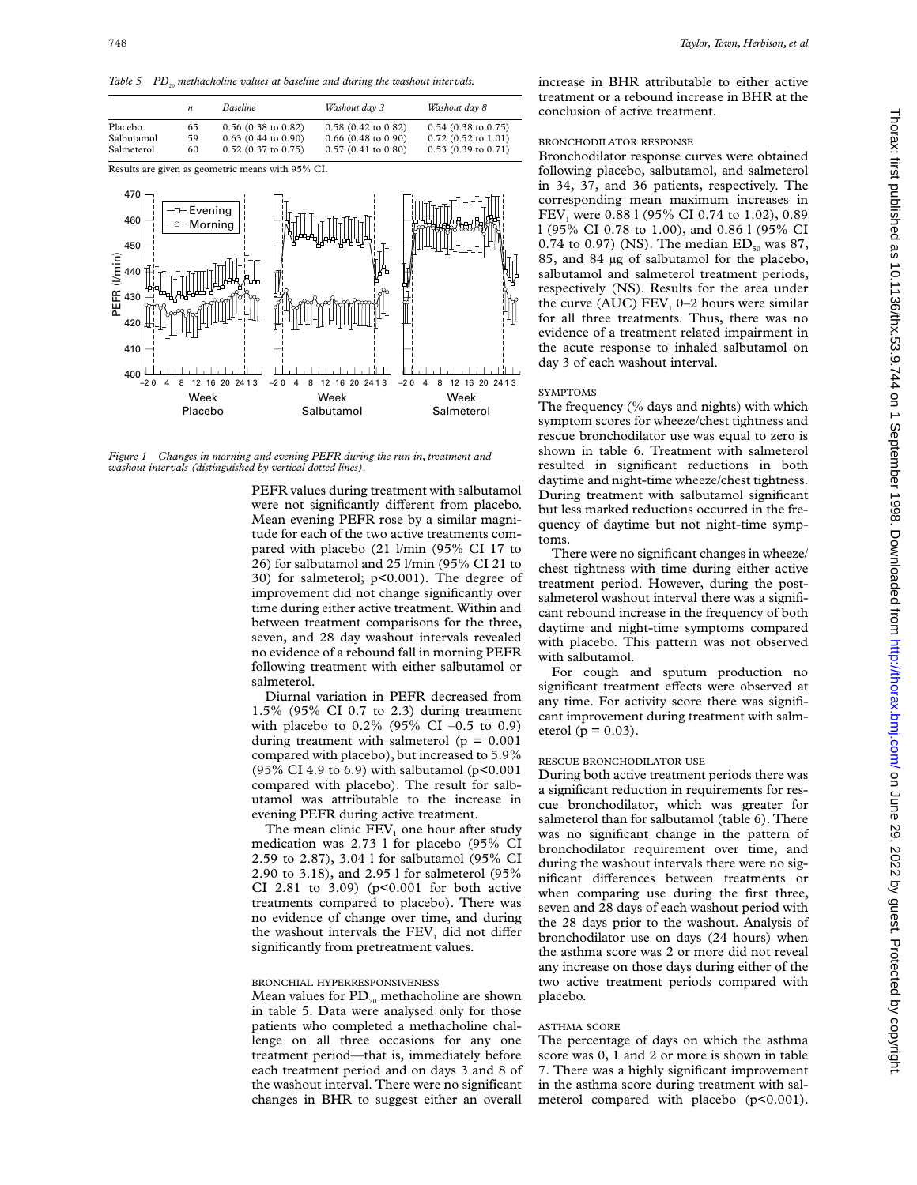*Table 5 $PD_{20}$ methacholine values at baseline and during the washout intervals.*

| | n | Baseline | Washout day 3 | Washout day 8 |
|---|---|---|---|---|
| Placebo | 65 | 0.56 (0.38 to 0.82) | 0.58 (0.42 to 0.82) | 0.54 (0.38 to 0.75) |
| Salbutamol | 59 | 0.63 (0.44 to 0.90) | 0.66 (0.48 to 0.90) | 0.72 (0.52 to 1.01) |
| Salmeterol | 60 | 0.52 (0.37 to 0.75) | 0.57 (0.41 to 0.80) | 0.53 (0.39 to 0.71) |

Results are given as geometric means with 95% CI.

*Figure 1 Changes in morning and evening PEFR during the run in, treatment and washout intervals (distinguished by vertical dotted lines).*

PEFR values during treatment with salbutamol were not significantly different from placebo. Mean evening PEFR rose by a similar magnitude for each of the two active treatments compared with placebo (21 l/min (95% CI 17 to 26) for salbutamol and 25 l/min (95% CI 21 to 30) for salmeterol; p<0.001). The degree of improvement did not change significantly over time during either active treatment. Within and between treatment comparisons for the three, seven, and 28 day washout intervals revealed no evidence of a rebound fall in morning PEFR following treatment with either salbutamol or salmeterol.

Diurnal variation in PEFR decreased from 1.5% (95% CI 0.7 to 2.3) during treatment with placebo to 0.2% (95% CI –0.5 to 0.9) during treatment with salmeterol (p = 0.001 compared with placebo), but increased to 5.9% (95% CI 4.9 to 6.9) with salbutamol (p<0.001 compared with placebo). The result for salbutamol was attributable to the increase in evening PEFR during active treatment.

The mean clinic $FEV_1$ one hour after study medication was 2.73 l for placebo (95% CI 2.59 to 2.87), 3.04 l for salbutamol (95% CI 2.90 to 3.18), and 2.95 l for salmeterol (95% CI 2.81 to 3.09) (p<0.001 for both active treatments compared to placebo). There was no evidence of change over time, and during the washout intervals the $FEV_1$ did not differ significantly from pretreatment values.

### BRONCHIAL HYPERRESPONSIVENESS

Mean values for $PD_{20}$ methacholine are shown in table 5. Data were analysed only for those patients who completed a methacholine challenge on all three occasions for any one treatment period—that is, immediately before each treatment period and on days 3 and 8 of the washout interval. There were no significant changes in BHR to suggest either an overall increase in BHR attributable to either active treatment or a rebound increase in BHR at the conclusion of active treatment.

### BRONCHODILATOR RESPONSE

Bronchodilator response curves were obtained following placebo, salbutamol, and salmeterol in 34, 37, and 36 patients, respectively. The corresponding mean maximum increases in $FEV_1$ were 0.88 l (95% CI 0.74 to 1.02), 0.89 l (95% CI 0.78 to 1.00), and 0.86 l (95% CI 0.74 to 0.97) (NS). The median $ED_{50}$ was 87, 85, and 84 µg of salbutamol for the placebo, salbutamol and salmeterol treatment periods, respectively (NS). Results for the area under the curve (AUC) $FEV_1$ 0–2 hours were similar for all three treatments. Thus, there was no evidence of a treatment related impairment in the acute response to inhaled salbutamol on day 3 of each washout interval.

### SYMPTOMS

The frequency (% days and nights) with which symptom scores for wheeze/chest tightness and rescue bronchodilator use was equal to zero is shown in table 6. Treatment with salmeterol resulted in significant reductions in both daytime and night-time wheeze/chest tightness. During treatment with salbutamol significant but less marked reductions occurred in the frequency of daytime but not night-time symptoms.

There were no significant changes in wheeze/chest tightness with time during either active treatment period. However, during the post-salmeterol washout interval there was a significant rebound increase in the frequency of both daytime and night-time symptoms compared with placebo. This pattern was not observed with salbutamol.

For cough and sputum production no significant treatment effects were observed at any time. For activity score there was significant improvement during treatment with salmeterol (p = 0.03).

### RESCUE BRONCHODILATOR USE

During both active treatment periods there was a significant reduction in requirements for rescue bronchodilator, which was greater for salmeterol than for salbutamol (table 6). There was no significant change in the pattern of bronchodilator requirement over time, and during the washout intervals there were no significant differences between treatments or when comparing use during the first three, seven and 28 days of each washout period with the 28 days prior to the washout. Analysis of bronchodilator use on days (24 hours) when the asthma score was 2 or more did not reveal any increase on those days during either of the two active treatment periods compared with placebo.

### ASTHMA SCORE

The percentage of days on which the asthma score was 0, 1 and 2 or more is shown in table 7. There was a highly significant improvement in the asthma score during treatment with salmeterol compared with placebo (p<0.001).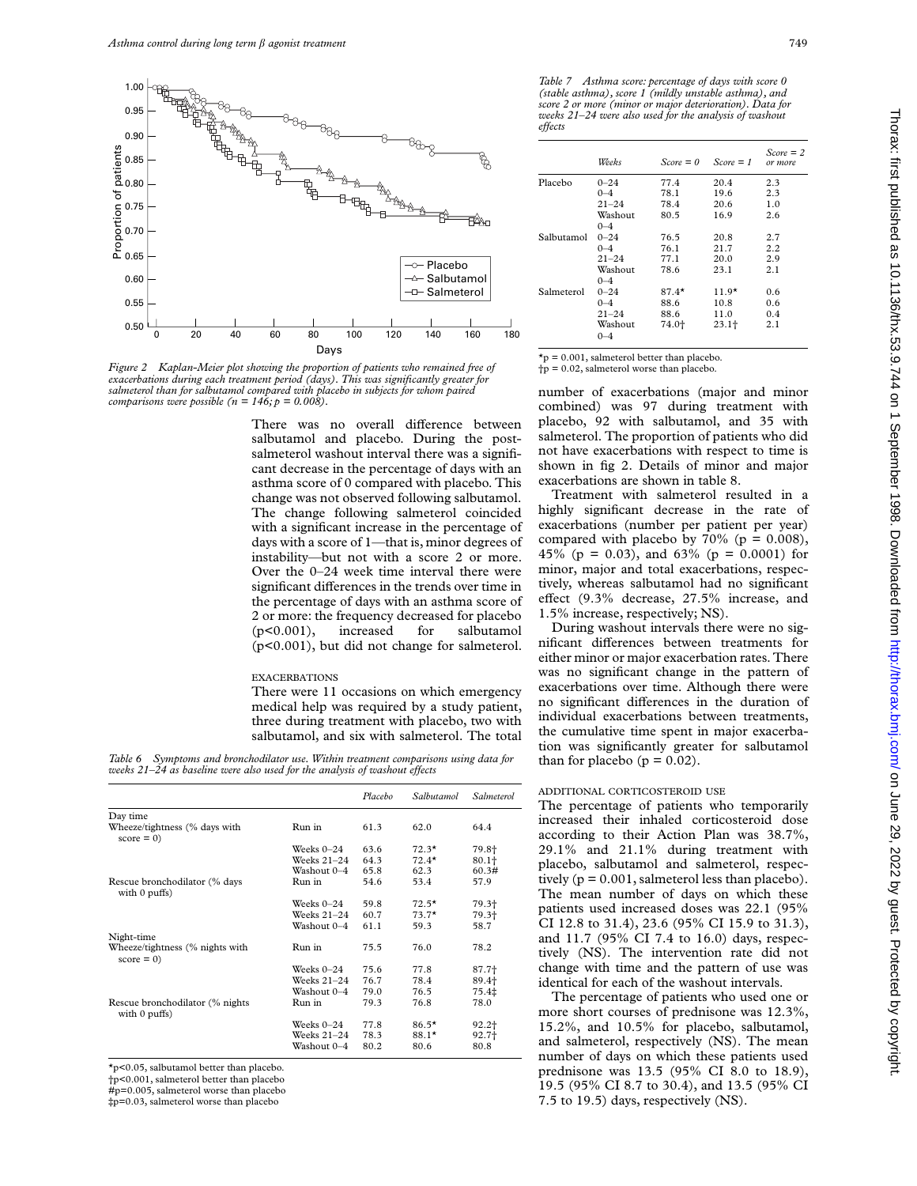Figure 2 Kaplan-Meier plot showing the proportion of patients who remained free of exacerbations during each treatment period (days). This was significantly greater for salmeterol than for salbutamol compared with placebo in subjects for whom paired comparisons were possible (n = 146; p = 0.008).

There was no overall difference between salbutamol and placebo. During the post-salmeterol washout interval there was a significant decrease in the percentage of days with an asthma score of 0 compared with placebo. This change was not observed following salbutamol. The change following salmeterol coincided with a significant increase in the percentage of days with a score of 1—that is, minor degrees of instability—but not with a score 2 or more. Over the 0–24 week time interval there were significant differences in the trends over time in the percentage of days with an asthma score of 2 or more: the frequency decreased for placebo (p<0.001), increased for salbutamol (p<0.001), but did not change for salmeterol.

#### EXACERBATIONS

There were 11 occasions on which emergency medical help was required by a study patient, three during treatment with placebo, two with salbutamol, and six with salmeterol. The total number of exacerbations (major and minor combined) was 97 during treatment with placebo, 92 with salbutamol, and 35 with salmeterol. The proportion of patients who did not have exacerbations with respect to time is shown in fig 2. Details of minor and major exacerbations are shown in table 8.

Treatment with salmeterol resulted in a highly significant decrease in the rate of exacerbations (number per patient per year) compared with placebo by 70% (p = 0.008), 45% (p = 0.03), and 63% (p = 0.0001) for minor, major and total exacerbations, respectively, whereas salbutamol had no significant effect (9.3% decrease, 27.5% increase, and 1.5% increase, respectively; NS).

During washout intervals there were no significant differences between treatments for either minor or major exacerbation rates. There was no significant change in the pattern of exacerbations over time. Although there were no significant differences in the duration of individual exacerbations between treatments, the cumulative time spent in major exacerbation was significantly greater for salbutamol than for placebo (p = 0.02).

Table 6 Symptoms and bronchodilator use. Within treatment comparisons using data for weeks 21–24 as baseline were also used for the analysis of washout effects

| | | Placebo | Salbutamol | Salmeterol |
|---|---|---|---|---|
| Day time | | | | |
| Wheeze/tightness (% days with score = 0) | Run in | 61.3 | 62.0 | 64.4 |
| | Weeks 0–24 | 63.6 | 72.3* | 79.8† |
| | Weeks 21–24 | 64.3 | 72.4* | 80.1† |
| | Washout 0–4 | 65.8 | 62.3 | 60.3# |
| Rescue bronchodilator (% days with 0 puffs) | Run in | 54.6 | 53.4 | 57.9 |
| | Weeks 0–24 | 59.8 | 72.5* | 79.3† |
| | Weeks 21–24 | 60.7 | 73.7* | 79.3† |
| | Washout 0–4 | 61.1 | 59.3 | 58.7 |
| Night-time | | | | |
| Wheeze/tightness (% nights with score = 0) | Run in | 75.5 | 76.0 | 78.2 |
| | Weeks 0–24 | 75.6 | 77.8 | 87.7† |
| | Weeks 21–24 | 76.7 | 78.4 | 89.4† |
| | Washout 0–4 | 79.0 | 76.5 | 75.4‡ |
| Rescue bronchodilator (% nights with 0 puffs) | Run in | 79.3 | 76.8 | 78.0 |
| | Weeks 0–24 | 77.8 | 86.5* | 92.2† |
| | Weeks 21–24 | 78.3 | 88.1* | 92.7† |
| | Washout 0–4 | 80.2 | 80.6 | 80.8 |

*p<0.05, salbutamol better than placebo.
†p<0.001, salmeterol better than placebo
#p=0.005, salmeterol worse than placebo
‡p=0.03, salmeterol worse than placebo

Table 7 Asthma score: percentage of days with score 0 (stable asthma), score 1 (mildly unstable asthma), and score 2 or more (minor or major deterioration). Data for weeks 21–24 were also used for the analysis of washout effects

| | Weeks | Score = 0 | Score = 1 | Score = 2 or more |
|---|---|---|---|---|
| Placebo | 0–24 | 77.4 | 20.4 | 2.3 |
| | 0–4 | 78.1 | 19.6 | 2.3 |
| | 21–24 | 78.4 | 20.6 | 1.0 |
| | Washout 0–4 | 80.5 | 16.9 | 2.6 |
| Salbutamol | 0–24 | 76.5 | 20.8 | 2.7 |
| | 0–4 | 76.1 | 21.7 | 2.2 |
| | 21–24 | 77.1 | 20.0 | 2.9 |
| | Washout 0–4 | 78.6 | 23.1 | 2.1 |
| Salmeterol | 0–24 | 87.4* | 11.9* | 0.6 |
| | 0–4 | 88.6 | 10.8 | 0.6 |
| | 21–24 | 88.6 | 11.0 | 0.4 |
| | Washout 0–4 | 74.0† | 23.1† | 2.1 |

*p = 0.001, salmeterol better than placebo.
†p = 0.02, salmeterol worse than placebo.

#### ADDITIONAL CORTICOSTEROID USE

The percentage of patients who temporarily increased their inhaled corticosteroid dose according to their Action Plan was 38.7%, 29.1% and 21.1% during treatment with placebo, salbutamol and salmeterol, respectively (p = 0.001, salmeterol less than placebo). The mean number of days on which these patients used increased doses was 22.1 (95% CI 12.8 to 31.4), 23.6 (95% CI 15.9 to 31.3), and 11.7 (95% CI 7.4 to 16.0) days, respectively (NS). The intervention rate did not change with time and the pattern of use was identical for each of the washout intervals.

The percentage of patients who used one or more short courses of prednisone was 12.3%, 15.2%, and 10.5% for placebo, salbutamol, and salmeterol, respectively (NS). The mean number of days on which these patients used prednisone was 13.5 (95% CI 8.0 to 18.9), 19.5 (95% CI 8.7 to 30.4), and 13.5 (95% CI 7.5 to 19.5) days, respectively (NS).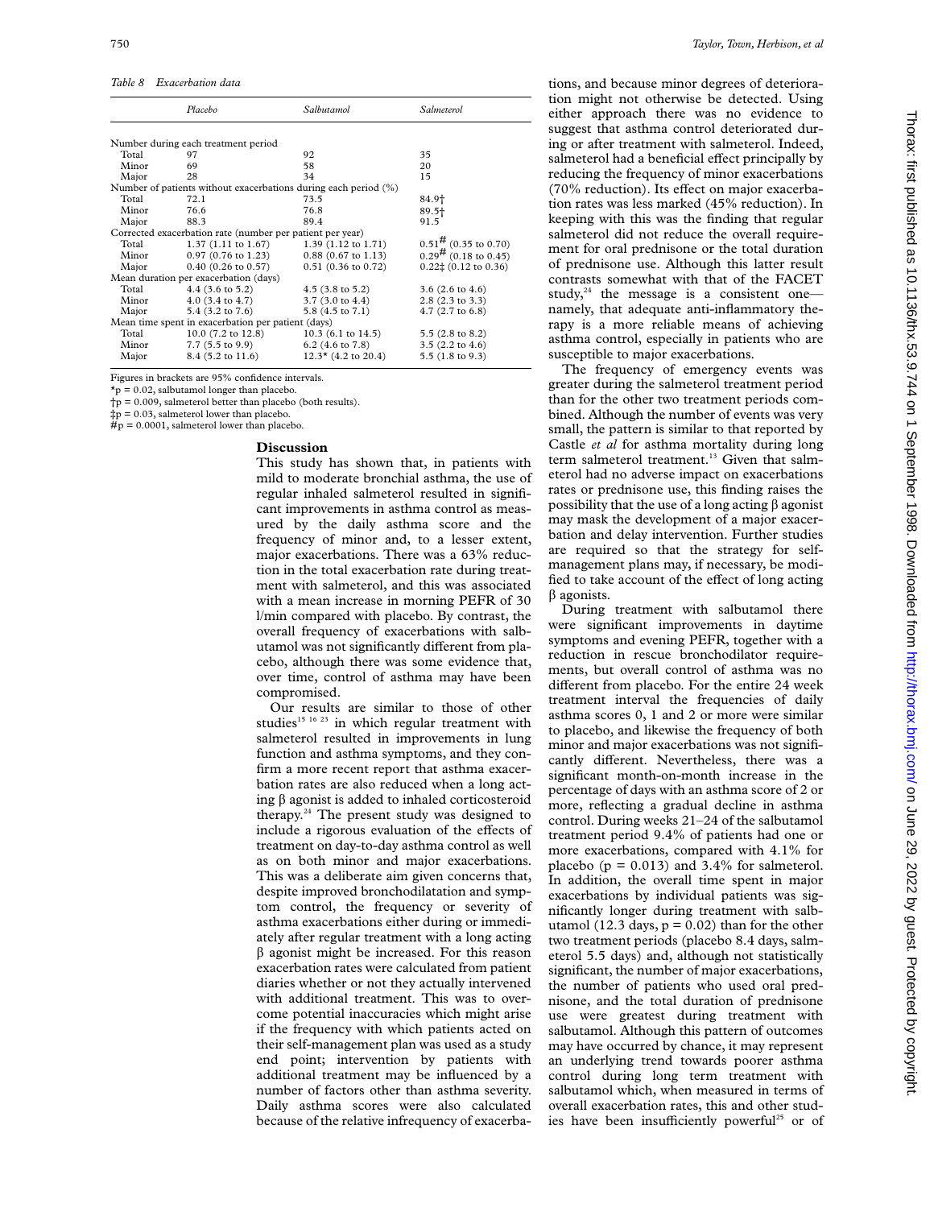*Table 8 Exacerbation data*

| | Placebo | Salbutamol | Salmeterol |
|---|---|---|---|
| Number during each treatment period | | | |
| Total | 97 | 92 | 35 |
| Minor | 69 | 58 | 20 |
| Major | 28 | 34 | 15 |
| Number of patients without exacerbations during each period (%) | | | |
| Total | 72.1 | 73.5 | 84.9† |
| Minor | 76.6 | 76.8 | 89.5† |
| Major | 88.3 | 89.4 | 91.5 |
| Corrected exacerbation rate (number per patient per year) | | | |
| Total | 1.37 (1.11 to 1.67) | 1.39 (1.12 to 1.71) | 0.51# (0.35 to 0.70) |
| Minor | 0.97 (0.76 to 1.23) | 0.88 (0.67 to 1.13) | 0.29# (0.18 to 0.45) |
| Major | 0.40 (0.26 to 0.57) | 0.51 (0.36 to 0.72) | 0.22‡ (0.12 to 0.36) |
| Mean duration per exacerbation (days) | | | |
| Total | 4.4 (3.6 to 5.2) | 4.5 (3.8 to 5.2) | 3.6 (2.6 to 4.6) |
| Minor | 4.0 (3.4 to 4.7) | 3.7 (3.0 to 4.4) | 2.8 (2.3 to 3.3) |
| Major | 5.4 (3.2 to 7.6) | 5.8 (4.5 to 7.1) | 4.7 (2.7 to 6.8) |
| Mean time spent in exacerbation per patient (days) | | | |
| Total | 10.0 (7.2 to 12.8) | 10.3 (6.1 to 14.5) | 5.5 (2.8 to 8.2) |
| Minor | 7.7 (5.5 to 9.9) | 6.2 (4.6 to 7.8) | 3.5 (2.2 to 4.6) |
| Major | 8.4 (5.2 to 11.6) | 12.3* (4.2 to 20.4) | 5.5 (1.8 to 9.3) |

Figures in brackets are 95% confidence intervals.
*$p = 0.02$, salbutamol longer than placebo.
†$p = 0.009$, salmeterol better than placebo (both results).
‡$p = 0.03$, salmeterol lower than placebo.
#$p = 0.0001$, salmeterol lower than placebo.

## Discussion

This study has shown that, in patients with mild to moderate bronchial asthma, the use of regular inhaled salmeterol resulted in significant improvements in asthma control as measured by the daily asthma score and the frequency of minor and, to a lesser extent, major exacerbations. There was a 63% reduction in the total exacerbation rate during treatment with salmeterol, and this was associated with a mean increase in morning PEFR of 30 l/min compared with placebo. By contrast, the overall frequency of exacerbations with salbutamol was not significantly different from placebo, although there was some evidence that, over time, control of asthma may have been compromised.

Our results are similar to those of other studies[15 16 23] in which regular treatment with salmeterol resulted in improvements in lung function and asthma symptoms, and they confirm a more recent report that asthma exacerbation rates are also reduced when a long acting β agonist is added to inhaled corticosteroid therapy.[24] The present study was designed to include a rigorous evaluation of the effects of treatment on day-to-day asthma control as well as on both minor and major exacerbations. This was a deliberate aim given concerns that, despite improved bronchodilatation and symptom control, the frequency or severity of asthma exacerbations either during or immediately after regular treatment with a long acting β agonist might be increased. For this reason exacerbation rates were calculated from patient diaries whether or not they actually intervened with additional treatment. This was to overcome potential inaccuracies which might arise if the frequency with which patients acted on their self-management plan was used as a study end point; intervention by patients with additional treatment may be influenced by a number of factors other than asthma severity. Daily asthma scores were also calculated because of the relative infrequency of exacerbations, and because minor degrees of deterioration might not otherwise be detected. Using either approach there was no evidence to suggest that asthma control deteriorated during or after treatment with salmeterol. Indeed, salmeterol had a beneficial effect principally by reducing the frequency of minor exacerbations (70% reduction). Its effect on major exacerbation rates was less marked (45% reduction). In keeping with this was the finding that regular salmeterol did not reduce the overall requirement for oral prednisone or the total duration of prednisone use. Although this latter result contrasts somewhat with that of the FACET study,[24] the message is a consistent one—namely, that adequate anti-inflammatory therapy is a more reliable means of achieving asthma control, especially in patients who are susceptible to major exacerbations.

The frequency of emergency events was greater during the salmeterol treatment period than for the other two treatment periods combined. Although the number of events was very small, the pattern is similar to that reported by Castle *et al* for asthma mortality during long term salmeterol treatment.[13] Given that salmeterol had no adverse impact on exacerbations rates or prednisone use, this finding raises the possibility that the use of a long acting β agonist may mask the development of a major exacerbation and delay intervention. Further studies are required so that the strategy for self-management plans may, if necessary, be modified to take account of the effect of long acting β agonists.

During treatment with salbutamol there were significant improvements in daytime symptoms and evening PEFR, together with a reduction in rescue bronchodilator requirements, but overall control of asthma was no different from placebo. For the entire 24 week treatment interval the frequencies of daily asthma scores 0, 1 and 2 or more were similar to placebo, and likewise the frequency of both minor and major exacerbations was not significantly different. Nevertheless, there was a significant month-on-month increase in the percentage of days with an asthma score of 2 or more, reflecting a gradual decline in asthma control. During weeks 21–24 of the salbutamol treatment period 9.4% of patients had one or more exacerbations, compared with 4.1% for placebo ($p = 0.013$) and 3.4% for salmeterol. In addition, the overall time spent in major exacerbations by individual patients was significantly longer during treatment with salbutamol (12.3 days, $p = 0.02$) than for the other two treatment periods (placebo 8.4 days, salmeterol 5.5 days) and, although not statistically significant, the number of major exacerbations, the number of patients who used oral prednisone, and the total duration of prednisone use were greatest during treatment with salbutamol. Although this pattern of outcomes may have occurred by chance, it may represent an underlying trend towards poorer asthma control during long term treatment with salbutamol which, when measured in terms of overall exacerbation rates, this and other studies have been insufficiently powerful[25] or of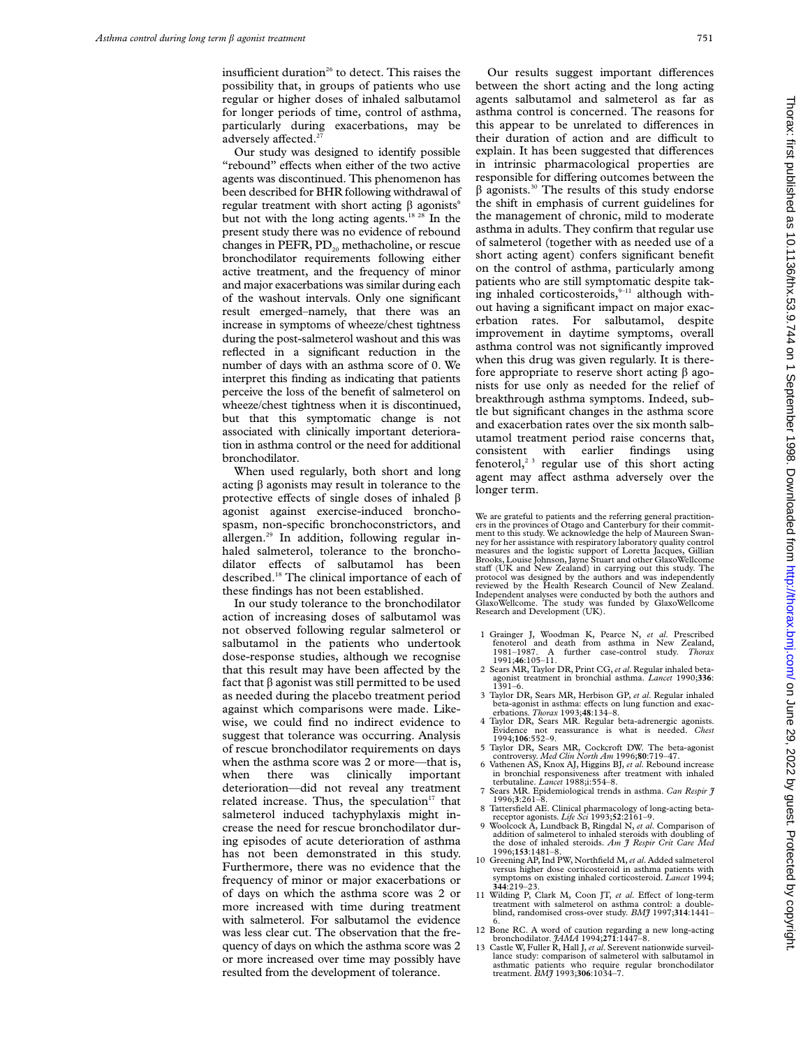insufficient duration[26] to detect. This raises the possibility that, in groups of patients who use regular or higher doses of inhaled salbutamol for longer periods of time, control of asthma, particularly during exacerbations, may be adversely affected.[27]

Our study was designed to identify possible "rebound" effects when either of the two active agents was discontinued. This phenomenon has been described for BHR following withdrawal of regular treatment with short acting β agonists[6] but not with the long acting agents.[18 28] In the present study there was no evidence of rebound changes in PEFR, $PD_{20}$ methacholine, or rescue bronchodilator requirements following either active treatment, and the frequency of minor and major exacerbations was similar during each of the washout intervals. Only one significant result emerged–namely, that there was an increase in symptoms of wheeze/chest tightness during the post-salmeterol washout and this was reflected in a significant reduction in the number of days with an asthma score of 0. We interpret this finding as indicating that patients perceive the loss of the benefit of salmeterol on wheeze/chest tightness when it is discontinued, but that this symptomatic change is not associated with clinically important deterioration in asthma control or the need for additional bronchodilator.

When used regularly, both short and long acting β agonists may result in tolerance to the protective effects of single doses of inhaled β agonist against exercise-induced bronchospasm, non-specific bronchoconstrictors, and allergen.[29] In addition, following regular inhaled salmeterol, tolerance to the bronchodilator effects of salbutamol has been described.[18] The clinical importance of each of these findings has not been established.

In our study tolerance to the bronchodilator action of increasing doses of salbutamol was not observed following regular salmeterol or salbutamol in the patients who undertook dose-response studies, although we recognise that this result may have been affected by the fact that β agonist was still permitted to be used as needed during the placebo treatment period against which comparisons were made. Likewise, we could find no indirect evidence to suggest that tolerance was occurring. Analysis of rescue bronchodilator requirements on days when the asthma score was 2 or more—that is, when there was clinically important deterioration—did not reveal any treatment related increase. Thus, the speculation[17] that salmeterol induced tachyphylaxis might increase the need for rescue bronchodilator during episodes of acute deterioration of asthma has not been demonstrated in this study. Furthermore, there was no evidence that the frequency of minor or major exacerbations or of days on which the asthma score was 2 or more increased with time during treatment with salmeterol. For salbutamol the evidence was less clear cut. The observation that the frequency of days on which the asthma score was 2 or more increased over time may possibly have resulted from the development of tolerance.

Our results suggest important differences between the short acting and the long acting agents salbutamol and salmeterol as far as asthma control is concerned. The reasons for this appear to be unrelated to differences in their duration of action and are difficult to explain. It has been suggested that differences in intrinsic pharmacological properties are responsible for differing outcomes between the β agonists.[30] The results of this study endorse the shift in emphasis of current guidelines for the management of chronic, mild to moderate asthma in adults. They confirm that regular use of salmeterol (together with as needed use of a short acting agent) confers significant benefit on the control of asthma, particularly among patients who are still symptomatic despite taking inhaled corticosteroids,[9–11] although without having a significant impact on major exacerbation rates. For salbutamol, despite improvement in daytime symptoms, overall asthma control was not significantly improved when this drug was given regularly. It is therefore appropriate to reserve short acting β agonists for use only as needed for the relief of breakthrough asthma symptoms. Indeed, subtle but significant changes in the asthma score and exacerbation rates over the six month salbutamol treatment period raise concerns that, consistent with earlier findings using fenoterol,[2 3] regular use of this short acting agent may affect asthma adversely over the longer term.

We are grateful to patients and the referring general practitioners in the provinces of Otago and Canterbury for their commitment to this study. We acknowledge the help of Maureen Swanney for her assistance with respiratory laboratory quality control measures and the logistic support of Loretta Jacques, Gillian Brooks, Louise Johnson, Jayne Stuart and other GlaxoWellcome staff (UK and New Zealand) in carrying out this study. The protocol was designed by the authors and was independently reviewed by the Health Research Council of New Zealand. Independent analyses were conducted by both the authors and GlaxoWellcome. The study was funded by GlaxoWellcome Research and Development (UK).

1. Grainger J, Woodman K, Pearce N, *et al*. Prescribed fenoterol and death from asthma in New Zealand, 1981–1987. A further case-control study. *Thorax* 1991;**46**:105–11.
2. Sears MR, Taylor DR, Print CG, *et al*. Regular inhaled beta-agonist treatment in bronchial asthma. *Lancet* 1990;**336**:1391–6.
3. Taylor DR, Sears MR, Herbison GP, *et al*. Regular inhaled beta-agonist in asthma: effects on lung function and exacerbations. *Thorax* 1993;**48**:134–8.
4. Taylor DR, Sears MR. Regular beta-adrenergic agonists. Evidence not reassurance is what is needed. *Chest* 1994;**106**:552–9.
5. Taylor DR, Sears MR, Cockcroft DW. The beta-agonist controversy. *Med Clin North Am* 1996;**80**:719–47.
6. Vathenen AS, Knox AJ, Higgins BJ, *et al*. Rebound increase in bronchial responsiveness after treatment with inhaled terbutaline. *Lancet* 1988;**i**:554–8.
7. Sears MR. Epidemiological trends in asthma. *Can Respir J* 1996;**3**:261–8.
8. Tattersfield AE. Clinical pharmacology of long-acting beta-receptor agonists. *Life Sci* 1993;**52**:2161–9.
9. Woolcock A, Lundback B, Ringdal N, *et al*. Comparison of addition of salmeterol to inhaled steroids with doubling of the dose of inhaled steroids. *Am J Respir Crit Care Med* 1996;**153**:1481–8.
10. Greening AP, Ind PW, Northfield M, *et al*. Added salmeterol versus higher dose corticosteroid in asthma patients with symptoms on existing inhaled corticosteroid. *Lancet* 1994;**344**:219–23.
11. Wilding P, Clark M, Coon JT, *et al*. Effect of long-term treatment with salmeterol on asthma control: a double-blind, randomised cross-over study. *BMJ* 1997;**314**:1441–6.
12. Bone RC. A word of caution regarding a new long-acting bronchodilator. *JAMA* 1994;**271**:1447–8.
13. Castle W, Fuller R, Hall J, *et al*. Serevent nationwide surveillance study: comparison of salmeterol with salbutamol in asthmatic patients who require regular bronchodilator treatment. *BMJ* 1993;**306**:1034–7.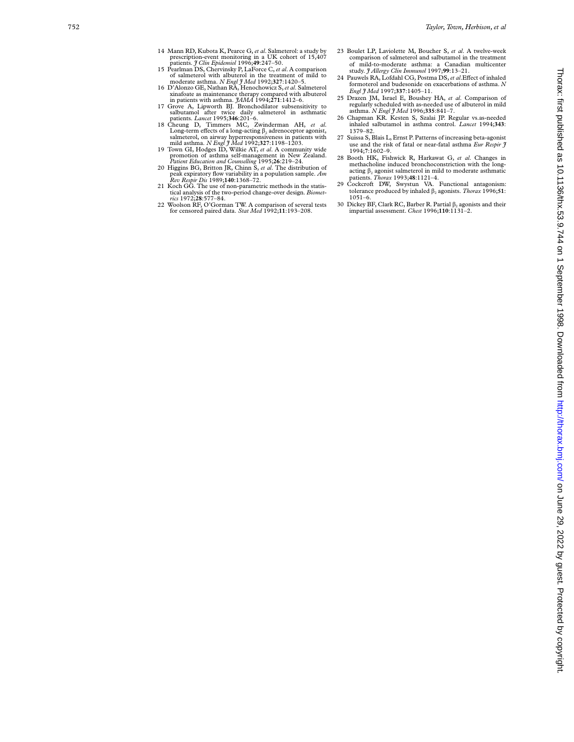14 Mann RD, Kubota K, Pearce G, *et al*. Salmeterol: a study by prescription-event monitoring in a UK cohort of 15,407 patients. *J Clin Epidemiol* 1996;**49**:247–50.

15 Pearlman DS, Chervinsky P, LaForce C, *et al*. A comparison of salmeterol with albuterol in the treatment of mild to moderate asthma. *N Engl J Med* 1992;**327**:1420–5.

16 D'Alonzo GE, Nathan RA, Henochowicz S, *et al*. Salmeterol xinafoate as maintenance therapy compared with albuterol in patients with asthma. *JAMA* 1994;**271**:1412–6.

17 Grove A, Lipworth BJ. Bronchodilator subsensitivity to salbutamol after twice daily salmeterol in asthmatic patients. *Lancet* 1995;**346**:201–6.

18 Cheung D, Timmers MC, Zwinderman AH, *et al*. Long-term effects of a long-acting $\beta_2$ adrenoceptor agonist, salmeterol, on airway hyperresponsiveness in patients with mild asthma. *N Engl J Med* 1992;**327**:1198–1203.

19 Town GI, Hodges ID, Wilkie AT, *et al*. A community wide promotion of asthma self-management in New Zealand. *Patient Education and Counselling* 1995;**26**:219–24.

20 Higgins BG, Britton JR, Chinn S, *et al*. The distribution of peak expiratory flow variability in a population sample. *Am Rev Respir Dis* 1989;**140**:1368–72.

21 Koch GG. The use of non-parametric methods in the statistical analysis of the two-period change-over design. *Biometrics* 1972;**28**:577–84.

22 Woolson RF, O'Gorman TW. A comparison of several tests for censored paired data. *Stat Med* 1992;**11**:193–208.

23 Boulet LP, Laviolette M, Boucher S, *et al*. A twelve-week comparison of salmeterol and salbutamol in the treatment of mild-to-moderate asthma: a Canadian multicenter study. *J Allergy Clin Immunol* 1997;**99**:13–21.

24 Pauwels RA, Lofdahl CG, Postma DS, *et al*.Effect of inhaled formoterol and budesonide on exacerbations of asthma. *N Engl J Med* 1997;**337**:1405–11.

25 Drazen JM, Israel E, Boushey HA, *et al*. Comparison of regularly scheduled with as-needed use of albuterol in mild asthma. *N Engl J Med* 1996;**335**:841–7.

26 Chapman KR. Kesten S, Szalai JP. Regular vs.as-needed inhaled salbutamol in asthma control. *Lancet* 1994;**343**: 1379–82.

27 Suissa S, Blais L, Ernst P. Patterns of increasing beta-agonist use and the risk of fatal or near-fatal asthma *Eur Respir J* 1994;**7**:1602–9.

28 Booth HK, Fishwick R, Harkawat G, *et al*. Changes in methacholine induced bronchoconstriction with the long-acting $\beta_2$ agonist salmeterol in mild to moderate asthmatic patients. *Thorax* 1993;**48**:1121–4.

29 Cockcroft DW, Swystun VA. Functional antagonism: tolerance produced by inhaled $\beta_2$ agonists. *Thorax* 1996;**51**: 1051–6.

30 Dickey BF, Clark RC, Barber R. Partial $\beta_2$ agonists and their impartial assessment. *Chest* 1996;**110**:1131–2.